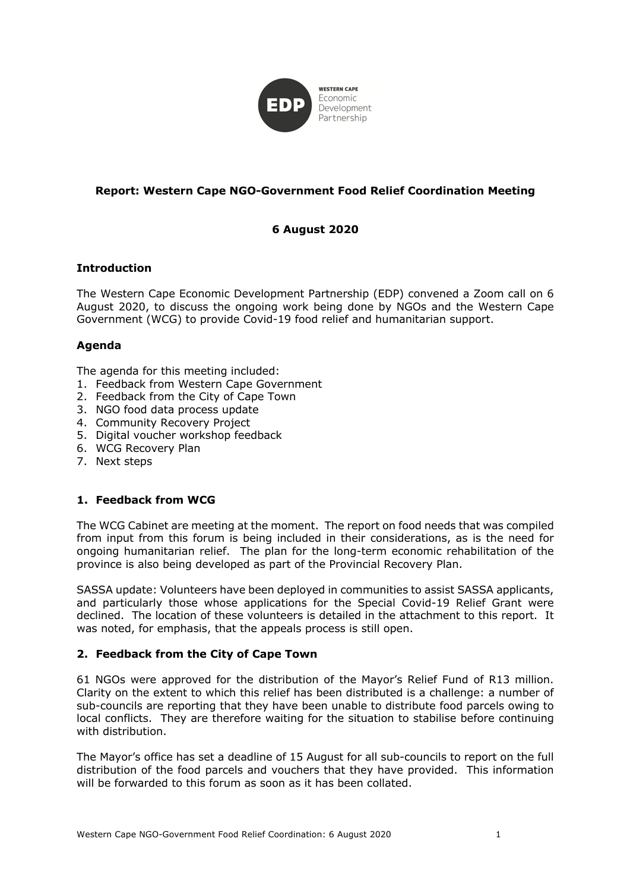**Report: Western Cape NGO-Government Food Relief Coordination Meeting**

**6 August 2020**

## Introduction

The Western Cape Economic Development Partnership (EDP) convened a Zoom call on 6 August 2020, to discuss the ongoing work being done by NGOs and the Western Cape Government (WCG) to provide Covid-19 food relief and humanitarian support.

## Agenda

The agenda for this meeting included:

1. Feedback from Western Cape Government
2. Feedback from the City of Cape Town
3. NGO food data process update
4. Community Recovery Project
5. Digital voucher workshop feedback
6. WCG Recovery Plan
7. Next steps

## 1. Feedback from WCG

The WCG Cabinet are meeting at the moment. The report on food needs that was compiled from input from this forum is being included in their considerations, as is the need for ongoing humanitarian relief. The plan for the long-term economic rehabilitation of the province is also being developed as part of the Provincial Recovery Plan.

SASSA update: Volunteers have been deployed in communities to assist SASSA applicants, and particularly those whose applications for the Special Covid-19 Relief Grant were declined. The location of these volunteers is detailed in the attachment to this report. It was noted, for emphasis, that the appeals process is still open.

## 2. Feedback from the City of Cape Town

61 NGOs were approved for the distribution of the Mayor's Relief Fund of R13 million. Clarity on the extent to which this relief has been distributed is a challenge: a number of sub-councils are reporting that they have been unable to distribute food parcels owing to local conflicts. They are therefore waiting for the situation to stabilise before continuing with distribution.

The Mayor's office has set a deadline of 15 August for all sub-councils to report on the full distribution of the food parcels and vouchers that they have provided. This information will be forwarded to this forum as soon as it has been collated.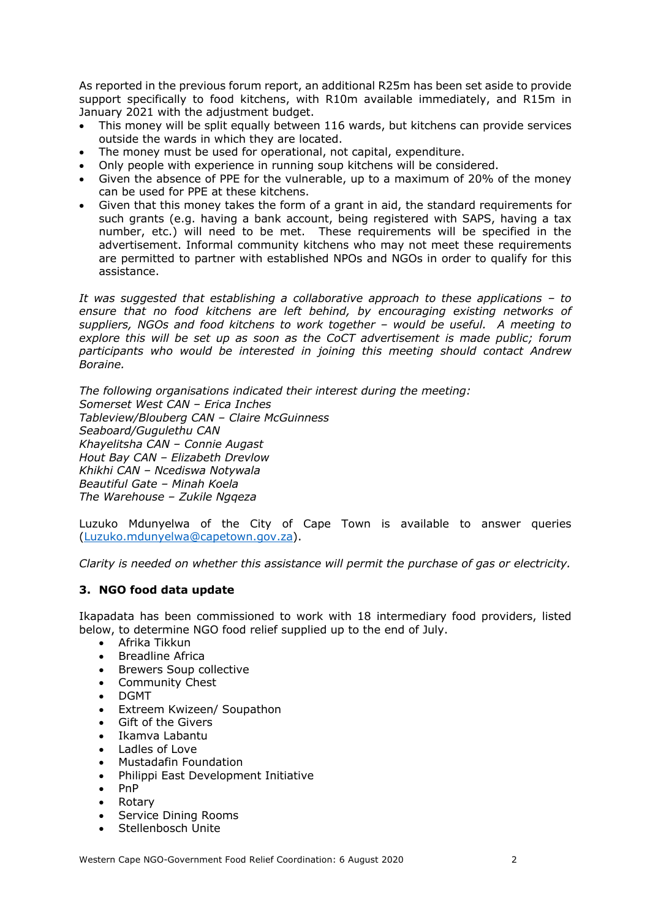As reported in the previous forum report, an additional R25m has been set aside to provide support specifically to food kitchens, with R10m available immediately, and R15m in January 2021 with the adjustment budget.

- This money will be split equally between 116 wards, but kitchens can provide services outside the wards in which they are located.
- The money must be used for operational, not capital, expenditure.
- Only people with experience in running soup kitchens will be considered.
- Given the absence of PPE for the vulnerable, up to a maximum of 20% of the money can be used for PPE at these kitchens.
- Given that this money takes the form of a grant in aid, the standard requirements for such grants (e.g. having a bank account, being registered with SAPS, having a tax number, etc.) will need to be met. These requirements will be specified in the advertisement. Informal community kitchens who may not meet these requirements are permitted to partner with established NPOs and NGOs in order to qualify for this assistance.

*It was suggested that establishing a collaborative approach to these applications – to ensure that no food kitchens are left behind, by encouraging existing networks of suppliers, NGOs and food kitchens to work together – would be useful. A meeting to explore this will be set up as soon as the CoCT advertisement is made public; forum participants who would be interested in joining this meeting should contact Andrew Boraine.*

*The following organisations indicated their interest during the meeting:*
*Somerset West CAN – Erica Inches*
*Tableview/Blouberg CAN – Claire McGuinness*
*Seaboard/Gugulethu CAN*
*Khayelitsha CAN – Connie Augast*
*Hout Bay CAN – Elizabeth Drevlow*
*Khikhi CAN – Ncediswa Notywala*
*Beautiful Gate – Minah Koela*
*The Warehouse – Zukile Ngqeza*

Luzuko Mdunyelwa of the City of Cape Town is available to answer queries (Luzuko.mdunyelwa@capetown.gov.za).

*Clarity is needed on whether this assistance will permit the purchase of gas or electricity.*

## 3. NGO food data update

Ikapadata has been commissioned to work with 18 intermediary food providers, listed below, to determine NGO food relief supplied up to the end of July.

- Afrika Tikkun
- Breadline Africa
- Brewers Soup collective
- Community Chest
- DGMT
- Extreem Kwizeen/ Soupathon
- Gift of the Givers
- Ikamva Labantu
- Ladles of Love
- Mustadafin Foundation
- Philippi East Development Initiative
- PnP
- Rotary
- Service Dining Rooms
- Stellenbosch Unite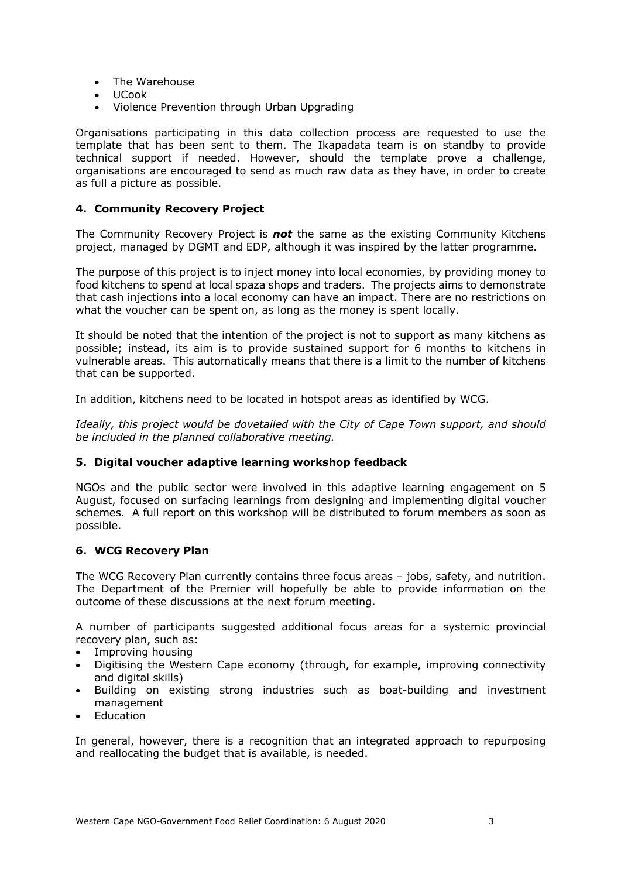- The Warehouse
- UCook
- Violence Prevention through Urban Upgrading

Organisations participating in this data collection process are requested to use the template that has been sent to them. The Ikapadata team is on standby to provide technical support if needed. However, should the template prove a challenge, organisations are encouraged to send as much raw data as they have, in order to create as full a picture as possible.

### 4. Community Recovery Project

The Community Recovery Project is ***not*** the same as the existing Community Kitchens project, managed by DGMT and EDP, although it was inspired by the latter programme.

The purpose of this project is to inject money into local economies, by providing money to food kitchens to spend at local spaza shops and traders. The projects aims to demonstrate that cash injections into a local economy can have an impact. There are no restrictions on what the voucher can be spent on, as long as the money is spent locally.

It should be noted that the intention of the project is not to support as many kitchens as possible; instead, its aim is to provide sustained support for 6 months to kitchens in vulnerable areas. This automatically means that there is a limit to the number of kitchens that can be supported.

In addition, kitchens need to be located in hotspot areas as identified by WCG.

*Ideally, this project would be dovetailed with the City of Cape Town support, and should be included in the planned collaborative meeting.*

### 5. Digital voucher adaptive learning workshop feedback

NGOs and the public sector were involved in this adaptive learning engagement on 5 August, focused on surfacing learnings from designing and implementing digital voucher schemes. A full report on this workshop will be distributed to forum members as soon as possible.

### 6. WCG Recovery Plan

The WCG Recovery Plan currently contains three focus areas – jobs, safety, and nutrition. The Department of the Premier will hopefully be able to provide information on the outcome of these discussions at the next forum meeting.

A number of participants suggested additional focus areas for a systemic provincial recovery plan, such as:

- Improving housing
- Digitising the Western Cape economy (through, for example, improving connectivity and digital skills)
- Building on existing strong industries such as boat-building and investment management
- Education

In general, however, there is a recognition that an integrated approach to repurposing and reallocating the budget that is available, is needed.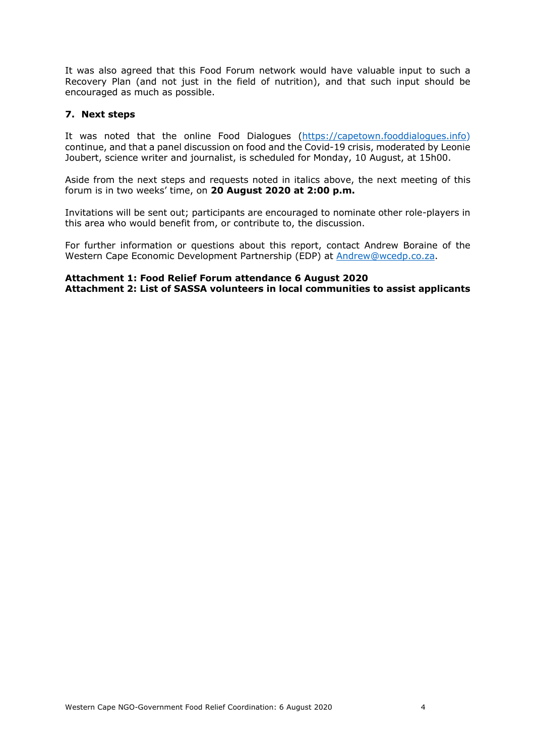It was also agreed that this Food Forum network would have valuable input to such a Recovery Plan (and not just in the field of nutrition), and that such input should be encouraged as much as possible.

## 7. Next steps

It was noted that the online Food Dialogues (https://capetown.fooddialogues.info) continue, and that a panel discussion on food and the Covid-19 crisis, moderated by Leonie Joubert, science writer and journalist, is scheduled for Monday, 10 August, at 15h00.

Aside from the next steps and requests noted in italics above, the next meeting of this forum is in two weeks' time, on **20 August 2020 at 2:00 p.m.**

Invitations will be sent out; participants are encouraged to nominate other role-players in this area who would benefit from, or contribute to, the discussion.

For further information or questions about this report, contact Andrew Boraine of the Western Cape Economic Development Partnership (EDP) at Andrew@wcedp.co.za.

**Attachment 1: Food Relief Forum attendance 6 August 2020**
**Attachment 2: List of SASSA volunteers in local communities to assist applicants**